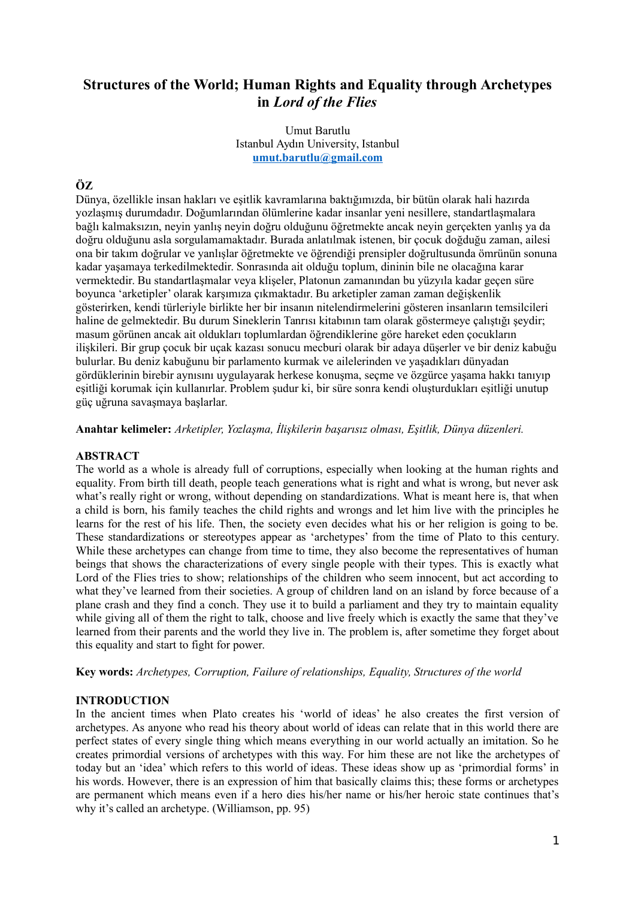# Structures of the World; Human Rights and Equality through Archetypes in *Lord of the Flies*

Umut Barutlu
Istanbul Aydın University, Istanbul
**umut.barutlu@gmail.com**

## ÖZ

Dünya, özellikle insan hakları ve eşitlik kavramlarına baktığımızda, bir bütün olarak hali hazırda yozlaşmış durumdadır. Doğumlarından ölümlerine kadar insanlar yeni nesillere, standartlaşmalara bağlı kalmaksızın, neyin yanlış neyin doğru olduğunu öğretmekte ancak neyin gerçekten yanlış ya da doğru olduğunu asla sorgulamamaktadır. Burada anlatılmak istenen, bir çocuk doğduğu zaman, ailesi ona bir takım doğrular ve yanlışlar öğretmekte ve öğrendiği prensipler doğrultusunda ömrünün sonuna kadar yaşamaya terkedilmektedir. Sonrasında ait olduğu toplum, dininin bile ne olacağına karar vermektedir. Bu standartlaşmalar veya klişeler, Platonun zamanından bu yüzyıla kadar geçen süre boyunca 'arketipler' olarak karşımıza çıkmaktadır. Bu arketipler zaman zaman değişkenlik gösterirken, kendi türleriyle birlikte her bir insanın nitelendirmelerini gösteren insanların temsilcileri haline de gelmektedir. Bu durum Sineklerin Tanrısı kitabının tam olarak göstermeye çalıştığı şeydir; masum görünen ancak ait oldukları toplumlardan öğrendiklerine göre hareket eden çocukların ilişkileri. Bir grup çocuk bir uçak kazası sonucu mecburi olarak bir adaya düşerler ve bir deniz kabuğu bulurlar. Bu deniz kabuğunu bir parlamento kurmak ve ailelerinden ve yaşadıkları dünyadan gördüklerinin birebir aynısını uygulayarak herkese konuşma, seçme ve özgürce yaşama hakkı tanıyıp eşitliği korumak için kullanırlar. Problem şudur ki, bir süre sonra kendi oluşturdukları eşitliği unutup güç uğruna savaşmaya başlarlar.

**Anahtar kelimeler:** *Arketipler, Yozlaşma, İlişkilerin başarısız olması, Eşitlik, Dünya düzenleri.*

## ABSTRACT

The world as a whole is already full of corruptions, especially when looking at the human rights and equality. From birth till death, people teach generations what is right and what is wrong, but never ask what's really right or wrong, without depending on standardizations. What is meant here is, that when a child is born, his family teaches the child rights and wrongs and let him live with the principles he learns for the rest of his life. Then, the society even decides what his or her religion is going to be. These standardizations or stereotypes appear as 'archetypes' from the time of Plato to this century. While these archetypes can change from time to time, they also become the representatives of human beings that shows the characterizations of every single people with their types. This is exactly what Lord of the Flies tries to show; relationships of the children who seem innocent, but act according to what they've learned from their societies. A group of children land on an island by force because of a plane crash and they find a conch. They use it to build a parliament and they try to maintain equality while giving all of them the right to talk, choose and live freely which is exactly the same that they've learned from their parents and the world they live in. The problem is, after sometime they forget about this equality and start to fight for power.

**Key words:** *Archetypes, Corruption, Failure of relationships, Equality, Structures of the world*

## INTRODUCTION

In the ancient times when Plato creates his 'world of ideas' he also creates the first version of archetypes. As anyone who read his theory about world of ideas can relate that in this world there are perfect states of every single thing which means everything in our world actually an imitation. So he creates primordial versions of archetypes with this way. For him these are not like the archetypes of today but an 'idea' which refers to this world of ideas. These ideas show up as 'primordial forms' in his words. However, there is an expression of him that basically claims this; these forms or archetypes are permanent which means even if a hero dies his/her name or his/her heroic state continues that's why it's called an archetype. (Williamson, pp. 95)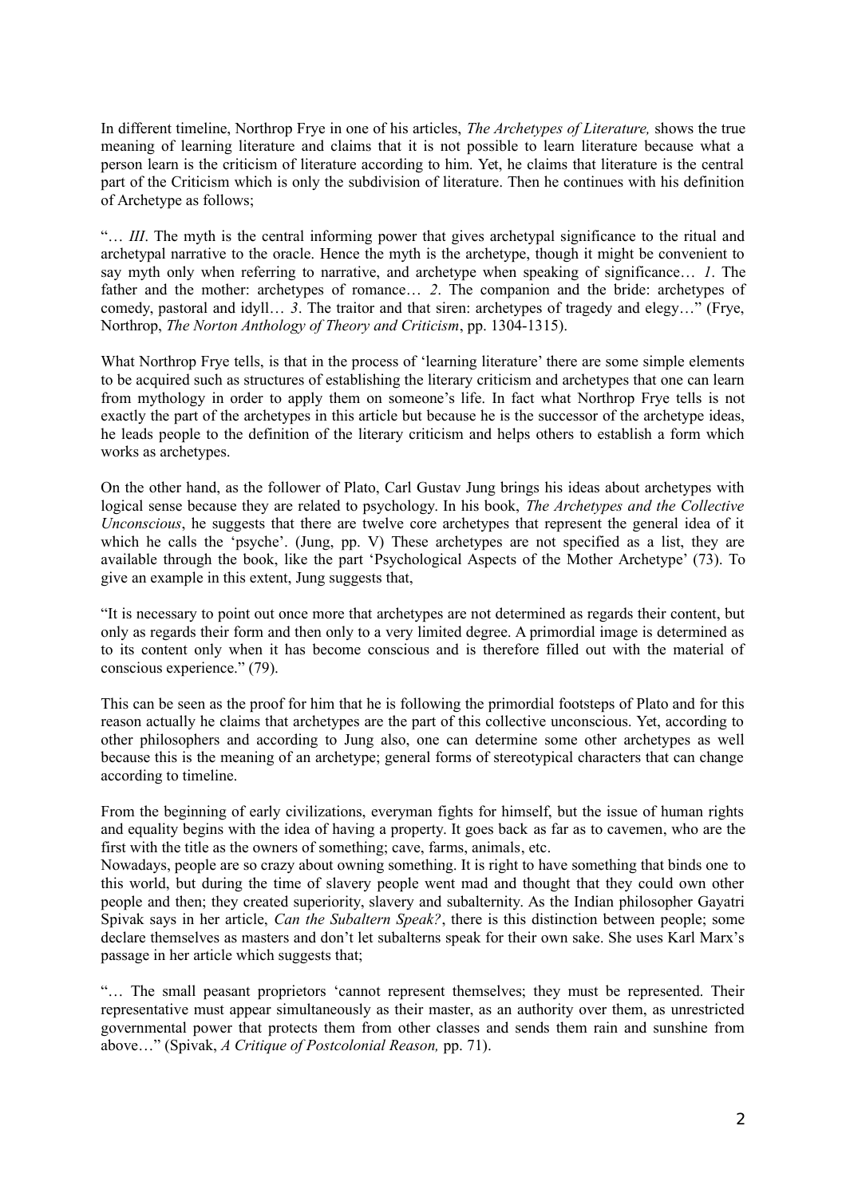In different timeline, Northrop Frye in one of his articles, *The Archetypes of Literature,* shows the true meaning of learning literature and claims that it is not possible to learn literature because what a person learn is the criticism of literature according to him. Yet, he claims that literature is the central part of the Criticism which is only the subdivision of literature. Then he continues with his definition of Archetype as follows;

"… *III*. The myth is the central informing power that gives archetypal significance to the ritual and archetypal narrative to the oracle. Hence the myth is the archetype, though it might be convenient to say myth only when referring to narrative, and archetype when speaking of significance… *1*. The father and the mother: archetypes of romance… *2*. The companion and the bride: archetypes of comedy, pastoral and idyll… *3*. The traitor and that siren: archetypes of tragedy and elegy…" (Frye, Northrop, *The Norton Anthology of Theory and Criticism*, pp. 1304-1315).

What Northrop Frye tells, is that in the process of 'learning literature' there are some simple elements to be acquired such as structures of establishing the literary criticism and archetypes that one can learn from mythology in order to apply them on someone's life. In fact what Northrop Frye tells is not exactly the part of the archetypes in this article but because he is the successor of the archetype ideas, he leads people to the definition of the literary criticism and helps others to establish a form which works as archetypes.

On the other hand, as the follower of Plato, Carl Gustav Jung brings his ideas about archetypes with logical sense because they are related to psychology. In his book, *The Archetypes and the Collective Unconscious*, he suggests that there are twelve core archetypes that represent the general idea of it which he calls the 'psyche'. (Jung, pp. V) These archetypes are not specified as a list, they are available through the book, like the part 'Psychological Aspects of the Mother Archetype' (73). To give an example in this extent, Jung suggests that,

"It is necessary to point out once more that archetypes are not determined as regards their content, but only as regards their form and then only to a very limited degree. A primordial image is determined as to its content only when it has become conscious and is therefore filled out with the material of conscious experience." (79).

This can be seen as the proof for him that he is following the primordial footsteps of Plato and for this reason actually he claims that archetypes are the part of this collective unconscious. Yet, according to other philosophers and according to Jung also, one can determine some other archetypes as well because this is the meaning of an archetype; general forms of stereotypical characters that can change according to timeline.

From the beginning of early civilizations, everyman fights for himself, but the issue of human rights and equality begins with the idea of having a property. It goes back as far as to cavemen, who are the first with the title as the owners of something; cave, farms, animals, etc.
Nowadays, people are so crazy about owning something. It is right to have something that binds one to this world, but during the time of slavery people went mad and thought that they could own other people and then; they created superiority, slavery and subalternity. As the Indian philosopher Gayatri Spivak says in her article, *Can the Subaltern Speak?*, there is this distinction between people; some declare themselves as masters and don't let subalterns speak for their own sake. She uses Karl Marx's passage in her article which suggests that;

"… The small peasant proprietors 'cannot represent themselves; they must be represented. Their representative must appear simultaneously as their master, as an authority over them, as unrestricted governmental power that protects them from other classes and sends them rain and sunshine from above…" (Spivak, *A Critique of Postcolonial Reason,* pp. 71).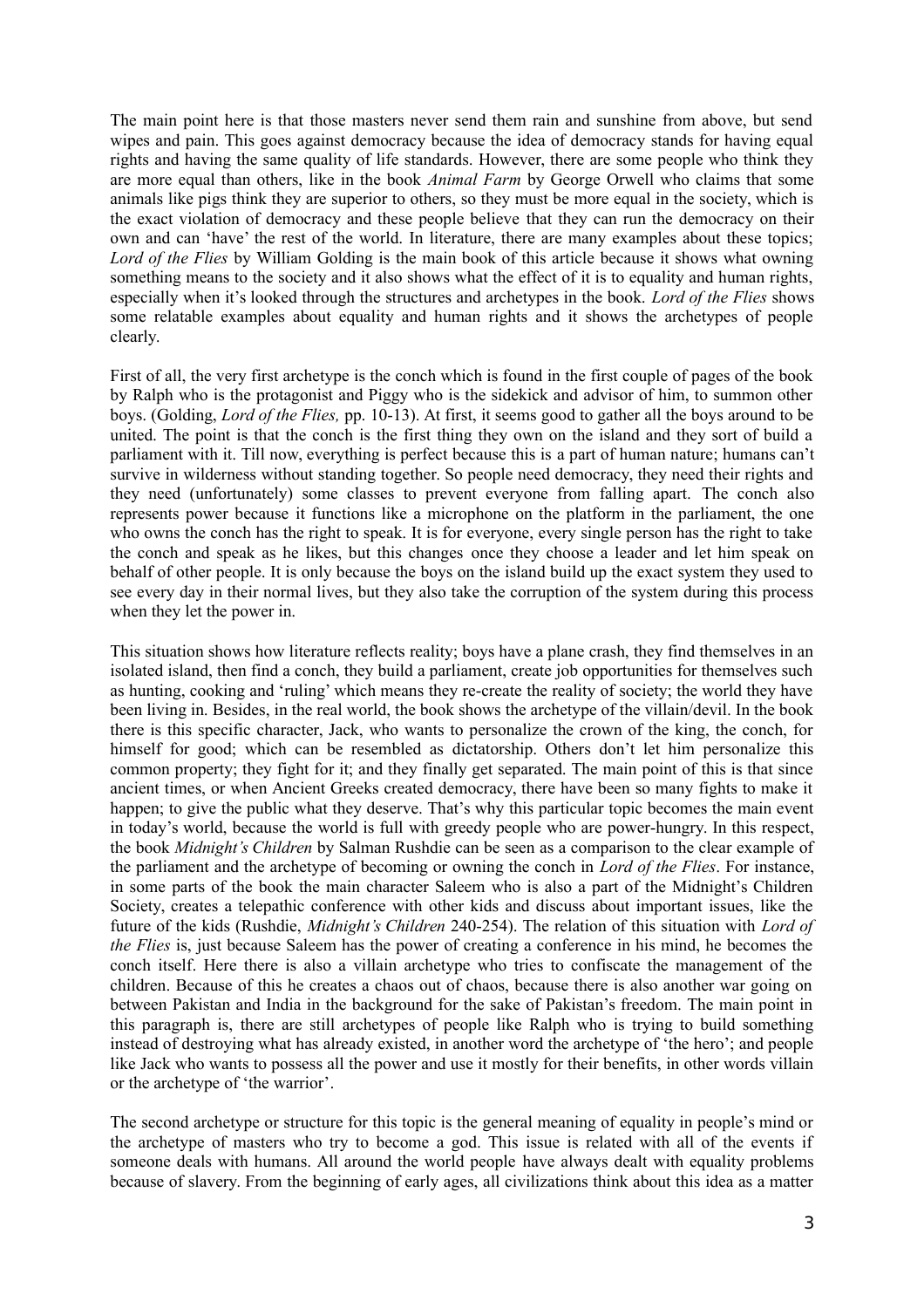The main point here is that those masters never send them rain and sunshine from above, but send wipes and pain. This goes against democracy because the idea of democracy stands for having equal rights and having the same quality of life standards. However, there are some people who think they are more equal than others, like in the book *Animal Farm* by George Orwell who claims that some animals like pigs think they are superior to others, so they must be more equal in the society, which is the exact violation of democracy and these people believe that they can run the democracy on their own and can 'have' the rest of the world. In literature, there are many examples about these topics; *Lord of the Flies* by William Golding is the main book of this article because it shows what owning something means to the society and it also shows what the effect of it is to equality and human rights, especially when it's looked through the structures and archetypes in the book. *Lord of the Flies* shows some relatable examples about equality and human rights and it shows the archetypes of people clearly.

First of all, the very first archetype is the conch which is found in the first couple of pages of the book by Ralph who is the protagonist and Piggy who is the sidekick and advisor of him, to summon other boys. (Golding, *Lord of the Flies,* pp. 10-13). At first, it seems good to gather all the boys around to be united. The point is that the conch is the first thing they own on the island and they sort of build a parliament with it. Till now, everything is perfect because this is a part of human nature; humans can't survive in wilderness without standing together. So people need democracy, they need their rights and they need (unfortunately) some classes to prevent everyone from falling apart. The conch also represents power because it functions like a microphone on the platform in the parliament, the one who owns the conch has the right to speak. It is for everyone, every single person has the right to take the conch and speak as he likes, but this changes once they choose a leader and let him speak on behalf of other people. It is only because the boys on the island build up the exact system they used to see every day in their normal lives, but they also take the corruption of the system during this process when they let the power in.

This situation shows how literature reflects reality; boys have a plane crash, they find themselves in an isolated island, then find a conch, they build a parliament, create job opportunities for themselves such as hunting, cooking and 'ruling' which means they re-create the reality of society; the world they have been living in. Besides, in the real world, the book shows the archetype of the villain/devil. In the book there is this specific character, Jack, who wants to personalize the crown of the king, the conch, for himself for good; which can be resembled as dictatorship. Others don't let him personalize this common property; they fight for it; and they finally get separated. The main point of this is that since ancient times, or when Ancient Greeks created democracy, there have been so many fights to make it happen; to give the public what they deserve. That's why this particular topic becomes the main event in today's world, because the world is full with greedy people who are power-hungry. In this respect, the book *Midnight's Children* by Salman Rushdie can be seen as a comparison to the clear example of the parliament and the archetype of becoming or owning the conch in *Lord of the Flies*. For instance, in some parts of the book the main character Saleem who is also a part of the Midnight's Children Society, creates a telepathic conference with other kids and discuss about important issues, like the future of the kids (Rushdie, *Midnight's Children* 240-254). The relation of this situation with *Lord of the Flies* is, just because Saleem has the power of creating a conference in his mind, he becomes the conch itself. Here there is also a villain archetype who tries to confiscate the management of the children. Because of this he creates a chaos out of chaos, because there is also another war going on between Pakistan and India in the background for the sake of Pakistan's freedom. The main point in this paragraph is, there are still archetypes of people like Ralph who is trying to build something instead of destroying what has already existed, in another word the archetype of 'the hero'; and people like Jack who wants to possess all the power and use it mostly for their benefits, in other words villain or the archetype of 'the warrior'.

The second archetype or structure for this topic is the general meaning of equality in people's mind or the archetype of masters who try to become a god. This issue is related with all of the events if someone deals with humans. All around the world people have always dealt with equality problems because of slavery. From the beginning of early ages, all civilizations think about this idea as a matter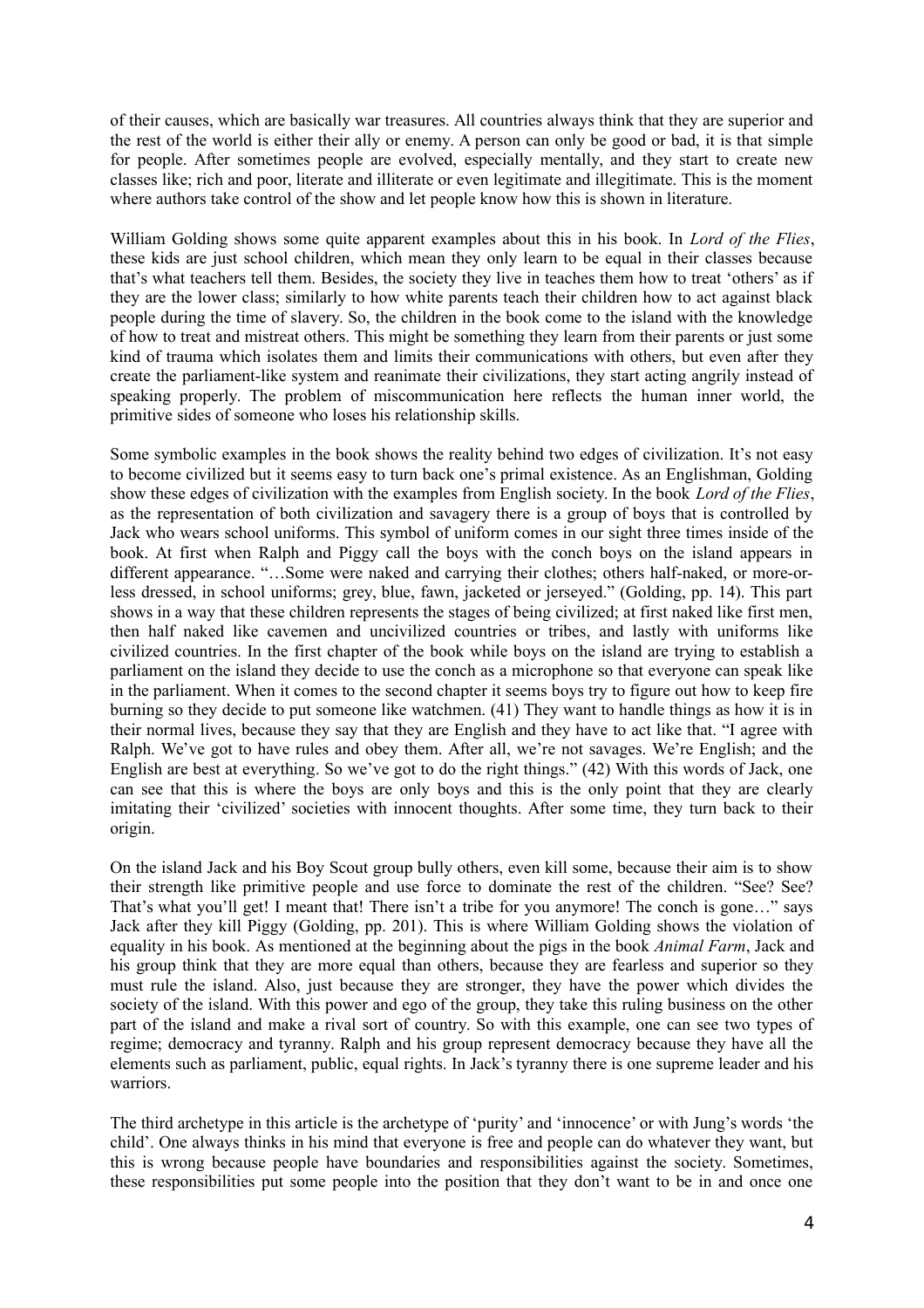of their causes, which are basically war treasures. All countries always think that they are superior and the rest of the world is either their ally or enemy. A person can only be good or bad, it is that simple for people. After sometimes people are evolved, especially mentally, and they start to create new classes like; rich and poor, literate and illiterate or even legitimate and illegitimate. This is the moment where authors take control of the show and let people know how this is shown in literature.

William Golding shows some quite apparent examples about this in his book. In *Lord of the Flies*, these kids are just school children, which mean they only learn to be equal in their classes because that's what teachers tell them. Besides, the society they live in teaches them how to treat 'others' as if they are the lower class; similarly to how white parents teach their children how to act against black people during the time of slavery. So, the children in the book come to the island with the knowledge of how to treat and mistreat others. This might be something they learn from their parents or just some kind of trauma which isolates them and limits their communications with others, but even after they create the parliament-like system and reanimate their civilizations, they start acting angrily instead of speaking properly. The problem of miscommunication here reflects the human inner world, the primitive sides of someone who loses his relationship skills.

Some symbolic examples in the book shows the reality behind two edges of civilization. It's not easy to become civilized but it seems easy to turn back one's primal existence. As an Englishman, Golding show these edges of civilization with the examples from English society. In the book *Lord of the Flies*, as the representation of both civilization and savagery there is a group of boys that is controlled by Jack who wears school uniforms. This symbol of uniform comes in our sight three times inside of the book. At first when Ralph and Piggy call the boys with the conch boys on the island appears in different appearance. "…Some were naked and carrying their clothes; others half-naked, or more-or-less dressed, in school uniforms; grey, blue, fawn, jacketed or jerseyed." (Golding, pp. 14). This part shows in a way that these children represents the stages of being civilized; at first naked like first men, then half naked like cavemen and uncivilized countries or tribes, and lastly with uniforms like civilized countries. In the first chapter of the book while boys on the island are trying to establish a parliament on the island they decide to use the conch as a microphone so that everyone can speak like in the parliament. When it comes to the second chapter it seems boys try to figure out how to keep fire burning so they decide to put someone like watchmen. (41) They want to handle things as how it is in their normal lives, because they say that they are English and they have to act like that. "I agree with Ralph. We've got to have rules and obey them. After all, we're not savages. We're English; and the English are best at everything. So we've got to do the right things." (42) With this words of Jack, one can see that this is where the boys are only boys and this is the only point that they are clearly imitating their 'civilized' societies with innocent thoughts. After some time, they turn back to their origin.

On the island Jack and his Boy Scout group bully others, even kill some, because their aim is to show their strength like primitive people and use force to dominate the rest of the children. "See? See? That's what you'll get! I meant that! There isn't a tribe for you anymore! The conch is gone…" says Jack after they kill Piggy (Golding, pp. 201). This is where William Golding shows the violation of equality in his book. As mentioned at the beginning about the pigs in the book *Animal Farm*, Jack and his group think that they are more equal than others, because they are fearless and superior so they must rule the island. Also, just because they are stronger, they have the power which divides the society of the island. With this power and ego of the group, they take this ruling business on the other part of the island and make a rival sort of country. So with this example, one can see two types of regime; democracy and tyranny. Ralph and his group represent democracy because they have all the elements such as parliament, public, equal rights. In Jack's tyranny there is one supreme leader and his warriors.

The third archetype in this article is the archetype of 'purity' and 'innocence' or with Jung's words 'the child'. One always thinks in his mind that everyone is free and people can do whatever they want, but this is wrong because people have boundaries and responsibilities against the society. Sometimes, these responsibilities put some people into the position that they don't want to be in and once one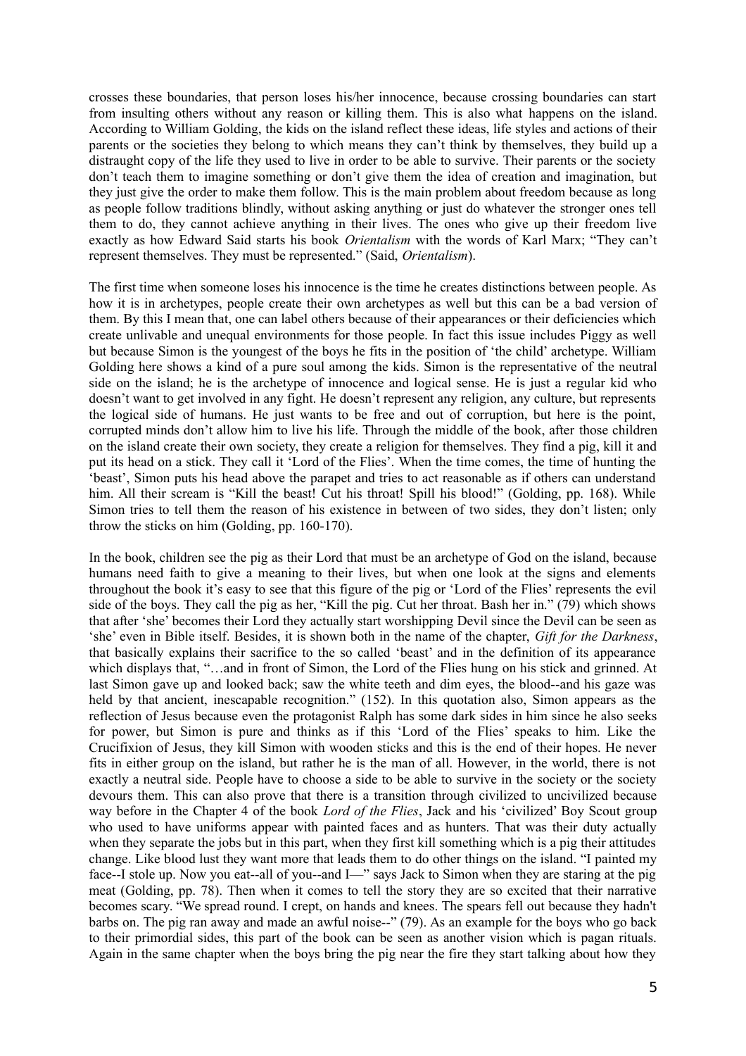crosses these boundaries, that person loses his/her innocence, because crossing boundaries can start from insulting others without any reason or killing them. This is also what happens on the island. According to William Golding, the kids on the island reflect these ideas, life styles and actions of their parents or the societies they belong to which means they can't think by themselves, they build up a distraught copy of the life they used to live in order to be able to survive. Their parents or the society don't teach them to imagine something or don't give them the idea of creation and imagination, but they just give the order to make them follow. This is the main problem about freedom because as long as people follow traditions blindly, without asking anything or just do whatever the stronger ones tell them to do, they cannot achieve anything in their lives. The ones who give up their freedom live exactly as how Edward Said starts his book *Orientalism* with the words of Karl Marx; "They can't represent themselves. They must be represented." (Said, *Orientalism*).

The first time when someone loses his innocence is the time he creates distinctions between people. As how it is in archetypes, people create their own archetypes as well but this can be a bad version of them. By this I mean that, one can label others because of their appearances or their deficiencies which create unlivable and unequal environments for those people. In fact this issue includes Piggy as well but because Simon is the youngest of the boys he fits in the position of 'the child' archetype. William Golding here shows a kind of a pure soul among the kids. Simon is the representative of the neutral side on the island; he is the archetype of innocence and logical sense. He is just a regular kid who doesn't want to get involved in any fight. He doesn't represent any religion, any culture, but represents the logical side of humans. He just wants to be free and out of corruption, but here is the point, corrupted minds don't allow him to live his life. Through the middle of the book, after those children on the island create their own society, they create a religion for themselves. They find a pig, kill it and put its head on a stick. They call it 'Lord of the Flies'. When the time comes, the time of hunting the 'beast', Simon puts his head above the parapet and tries to act reasonable as if others can understand him. All their scream is "Kill the beast! Cut his throat! Spill his blood!" (Golding, pp. 168). While Simon tries to tell them the reason of his existence in between of two sides, they don't listen; only throw the sticks on him (Golding, pp. 160-170).

In the book, children see the pig as their Lord that must be an archetype of God on the island, because humans need faith to give a meaning to their lives, but when one look at the signs and elements throughout the book it's easy to see that this figure of the pig or 'Lord of the Flies' represents the evil side of the boys. They call the pig as her, "Kill the pig. Cut her throat. Bash her in." (79) which shows that after 'she' becomes their Lord they actually start worshipping Devil since the Devil can be seen as 'she' even in Bible itself. Besides, it is shown both in the name of the chapter, *Gift for the Darkness*, that basically explains their sacrifice to the so called 'beast' and in the definition of its appearance which displays that, "…and in front of Simon, the Lord of the Flies hung on his stick and grinned. At last Simon gave up and looked back; saw the white teeth and dim eyes, the blood--and his gaze was held by that ancient, inescapable recognition." (152). In this quotation also, Simon appears as the reflection of Jesus because even the protagonist Ralph has some dark sides in him since he also seeks for power, but Simon is pure and thinks as if this 'Lord of the Flies' speaks to him. Like the Crucifixion of Jesus, they kill Simon with wooden sticks and this is the end of their hopes. He never fits in either group on the island, but rather he is the man of all. However, in the world, there is not exactly a neutral side. People have to choose a side to be able to survive in the society or the society devours them. This can also prove that there is a transition through civilized to uncivilized because way before in the Chapter 4 of the book *Lord of the Flies*, Jack and his 'civilized' Boy Scout group who used to have uniforms appear with painted faces and as hunters. That was their duty actually when they separate the jobs but in this part, when they first kill something which is a pig their attitudes change. Like blood lust they want more that leads them to do other things on the island. "I painted my face--I stole up. Now you eat--all of you--and I—" says Jack to Simon when they are staring at the pig meat (Golding, pp. 78). Then when it comes to tell the story they are so excited that their narrative becomes scary. "We spread round. I crept, on hands and knees. The spears fell out because they hadn't barbs on. The pig ran away and made an awful noise--" (79). As an example for the boys who go back to their primordial sides, this part of the book can be seen as another vision which is pagan rituals. Again in the same chapter when the boys bring the pig near the fire they start talking about how they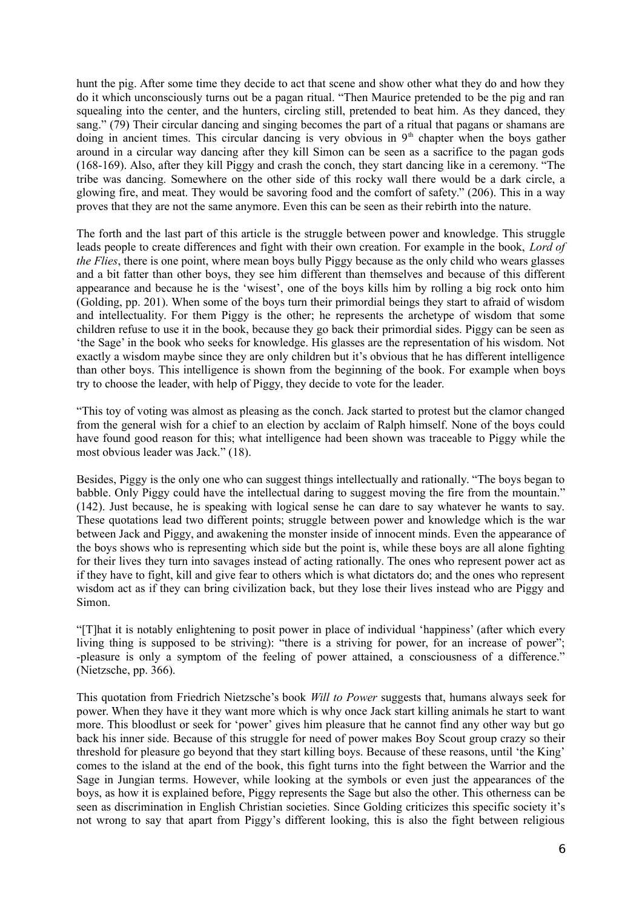hunt the pig. After some time they decide to act that scene and show other what they do and how they do it which unconsciously turns out be a pagan ritual. "Then Maurice pretended to be the pig and ran squealing into the center, and the hunters, circling still, pretended to beat him. As they danced, they sang." (79) Their circular dancing and singing becomes the part of a ritual that pagans or shamans are doing in ancient times. This circular dancing is very obvious in 9th chapter when the boys gather around in a circular way dancing after they kill Simon can be seen as a sacrifice to the pagan gods (168-169). Also, after they kill Piggy and crash the conch, they start dancing like in a ceremony. "The tribe was dancing. Somewhere on the other side of this rocky wall there would be a dark circle, a glowing fire, and meat. They would be savoring food and the comfort of safety." (206). This in a way proves that they are not the same anymore. Even this can be seen as their rebirth into the nature.

The forth and the last part of this article is the struggle between power and knowledge. This struggle leads people to create differences and fight with their own creation. For example in the book, *Lord of the Flies*, there is one point, where mean boys bully Piggy because as the only child who wears glasses and a bit fatter than other boys, they see him different than themselves and because of this different appearance and because he is the 'wisest', one of the boys kills him by rolling a big rock onto him (Golding, pp. 201). When some of the boys turn their primordial beings they start to afraid of wisdom and intellectuality. For them Piggy is the other; he represents the archetype of wisdom that some children refuse to use it in the book, because they go back their primordial sides. Piggy can be seen as 'the Sage' in the book who seeks for knowledge. His glasses are the representation of his wisdom. Not exactly a wisdom maybe since they are only children but it's obvious that he has different intelligence than other boys. This intelligence is shown from the beginning of the book. For example when boys try to choose the leader, with help of Piggy, they decide to vote for the leader.

"This toy of voting was almost as pleasing as the conch. Jack started to protest but the clamor changed from the general wish for a chief to an election by acclaim of Ralph himself. None of the boys could have found good reason for this; what intelligence had been shown was traceable to Piggy while the most obvious leader was Jack." (18).

Besides, Piggy is the only one who can suggest things intellectually and rationally. "The boys began to babble. Only Piggy could have the intellectual daring to suggest moving the fire from the mountain." (142). Just because, he is speaking with logical sense he can dare to say whatever he wants to say. These quotations lead two different points; struggle between power and knowledge which is the war between Jack and Piggy, and awakening the monster inside of innocent minds. Even the appearance of the boys shows who is representing which side but the point is, while these boys are all alone fighting for their lives they turn into savages instead of acting rationally. The ones who represent power act as if they have to fight, kill and give fear to others which is what dictators do; and the ones who represent wisdom act as if they can bring civilization back, but they lose their lives instead who are Piggy and Simon.

"[T]hat it is notably enlightening to posit power in place of individual 'happiness' (after which every living thing is supposed to be striving): "there is a striving for power, for an increase of power"; -pleasure is only a symptom of the feeling of power attained, a consciousness of a difference." (Nietzsche, pp. 366).

This quotation from Friedrich Nietzsche's book *Will to Power* suggests that, humans always seek for power. When they have it they want more which is why once Jack start killing animals he start to want more. This bloodlust or seek for 'power' gives him pleasure that he cannot find any other way but go back his inner side. Because of this struggle for need of power makes Boy Scout group crazy so their threshold for pleasure go beyond that they start killing boys. Because of these reasons, until 'the King' comes to the island at the end of the book, this fight turns into the fight between the Warrior and the Sage in Jungian terms. However, while looking at the symbols or even just the appearances of the boys, as how it is explained before, Piggy represents the Sage but also the other. This otherness can be seen as discrimination in English Christian societies. Since Golding criticizes this specific society it's not wrong to say that apart from Piggy's different looking, this is also the fight between religious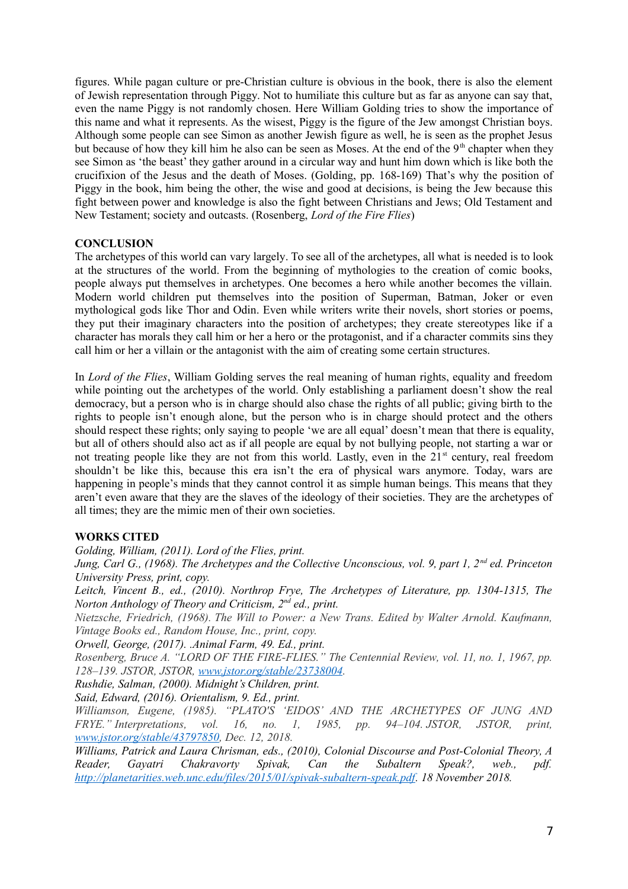figures. While pagan culture or pre-Christian culture is obvious in the book, there is also the element of Jewish representation through Piggy. Not to humiliate this culture but as far as anyone can say that, even the name Piggy is not randomly chosen. Here William Golding tries to show the importance of this name and what it represents. As the wisest, Piggy is the figure of the Jew amongst Christian boys. Although some people can see Simon as another Jewish figure as well, he is seen as the prophet Jesus but because of how they kill him he also can be seen as Moses. At the end of the 9th chapter when they see Simon as 'the beast' they gather around in a circular way and hunt him down which is like both the crucifixion of the Jesus and the death of Moses. (Golding, pp. 168-169) That's why the position of Piggy in the book, him being the other, the wise and good at decisions, is being the Jew because this fight between power and knowledge is also the fight between Christians and Jews; Old Testament and New Testament; society and outcasts. (Rosenberg, *Lord of the Fire Flies*)

## CONCLUSION

The archetypes of this world can vary largely. To see all of the archetypes, all what is needed is to look at the structures of the world. From the beginning of mythologies to the creation of comic books, people always put themselves in archetypes. One becomes a hero while another becomes the villain. Modern world children put themselves into the position of Superman, Batman, Joker or even mythological gods like Thor and Odin. Even while writers write their novels, short stories or poems, they put their imaginary characters into the position of archetypes; they create stereotypes like if a character has morals they call him or her a hero or the protagonist, and if a character commits sins they call him or her a villain or the antagonist with the aim of creating some certain structures.

In *Lord of the Flies*, William Golding serves the real meaning of human rights, equality and freedom while pointing out the archetypes of the world. Only establishing a parliament doesn't show the real democracy, but a person who is in charge should also chase the rights of all public; giving birth to the rights to people isn't enough alone, but the person who is in charge should protect and the others should respect these rights; only saying to people 'we are all equal' doesn't mean that there is equality, but all of others should also act as if all people are equal by not bullying people, not starting a war or not treating people like they are not from this world. Lastly, even in the 21st century, real freedom shouldn't be like this, because this era isn't the era of physical wars anymore. Today, wars are happening in people's minds that they cannot control it as simple human beings. This means that they aren't even aware that they are the slaves of the ideology of their societies. They are the archetypes of all times; they are the mimic men of their own societies.

## WORKS CITED

*Golding, William, (2011). Lord of the Flies, print.*

*Jung, Carl G., (1968). The Archetypes and the Collective Unconscious, vol. 9, part 1, 2nd ed. Princeton University Press, print, copy.*

*Leitch, Vincent B., ed., (2010). Northrop Frye, The Archetypes of Literature, pp. 1304-1315, The Norton Anthology of Theory and Criticism, 2nd ed., print.*

*Nietzsche, Friedrich, (1968). The Will to Power: a New Trans. Edited by Walter Arnold. Kaufmann, Vintage Books ed., Random House, Inc., print, copy.*

*Orwell, George, (2017). .Animal Farm, 49. Ed., print.*

*Rosenberg, Bruce A. "LORD OF THE FIRE-FLIES." The Centennial Review, vol. 11, no. 1, 1967, pp. 128–139. JSTOR, JSTOR, [www.jstor.org/stable/23738004](www.jstor.org/stable/23738004).*

*Rushdie, Salman, (2000). Midnight's Children, print.*

*Said, Edward, (2016). Orientalism, 9. Ed., print.*

*Williamson, Eugene, (1985). "PLATO'S 'EIDOS' AND THE ARCHETYPES OF JUNG AND FRYE." Interpretations, vol. 16, no. 1, 1985, pp. 94–104. JSTOR, JSTOR, print, [www.jstor.org/stable/43797850](www.jstor.org/stable/43797850), Dec. 12, 2018.*

*Williams, Patrick and Laura Chrisman, eds., (2010), Colonial Discourse and Post-Colonial Theory, A Reader, Gayatri Chakravorty Spivak, Can the Subaltern Speak?, web., pdf. [http://planetarities.web.unc.edu/files/2015/01/spivak-subaltern-speak.pdf](http://planetarities.web.unc.edu/files/2015/01/spivak-subaltern-speak.pdf). 18 November 2018.*